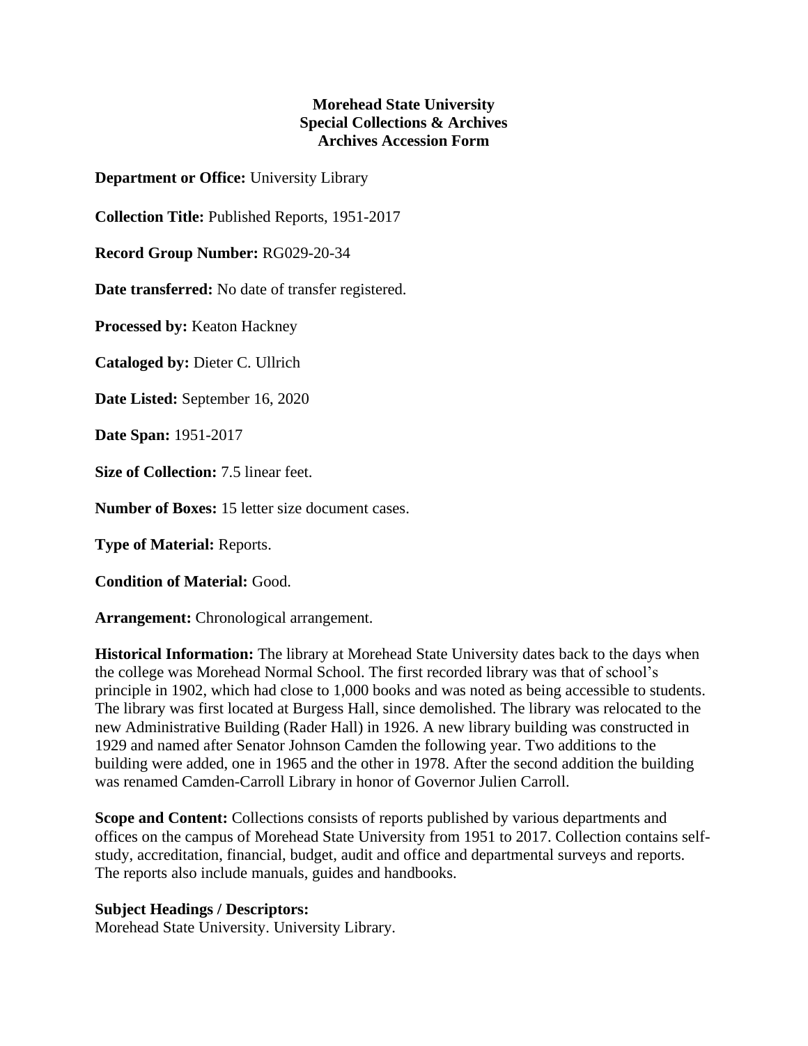**Morehead State University**
**Special Collections & Archives**
**Archives Accession Form**

**Department or Office:** University Library

**Collection Title:** Published Reports, 1951-2017

**Record Group Number:** RG029-20-34

**Date transferred:** No date of transfer registered.

**Processed by:** Keaton Hackney

**Cataloged by:** Dieter C. Ullrich

**Date Listed:** September 16, 2020

**Date Span:** 1951-2017

**Size of Collection:** 7.5 linear feet.

**Number of Boxes:** 15 letter size document cases.

**Type of Material:** Reports.

**Condition of Material:** Good.

**Arrangement:** Chronological arrangement.

**Historical Information:** The library at Morehead State University dates back to the days when the college was Morehead Normal School. The first recorded library was that of school's principle in 1902, which had close to 1,000 books and was noted as being accessible to students. The library was first located at Burgess Hall, since demolished. The library was relocated to the new Administrative Building (Rader Hall) in 1926. A new library building was constructed in 1929 and named after Senator Johnson Camden the following year. Two additions to the building were added, one in 1965 and the other in 1978. After the second addition the building was renamed Camden-Carroll Library in honor of Governor Julien Carroll.

**Scope and Content:** Collections consists of reports published by various departments and offices on the campus of Morehead State University from 1951 to 2017. Collection contains self-study, accreditation, financial, budget, audit and office and departmental surveys and reports. The reports also include manuals, guides and handbooks.

**Subject Headings / Descriptors:**
Morehead State University. University Library.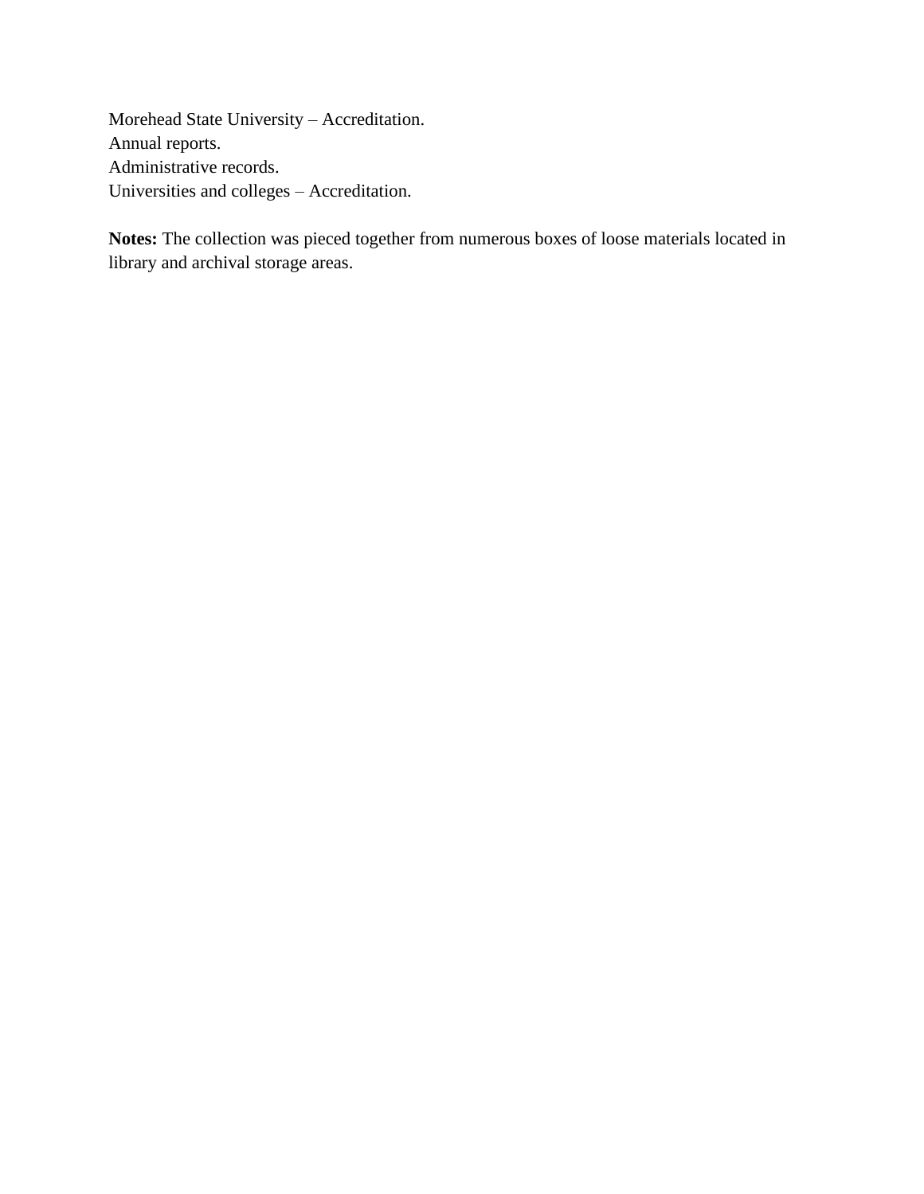Morehead State University – Accreditation.  
Annual reports.  
Administrative records.  
Universities and colleges – Accreditation.

**Notes:** The collection was pieced together from numerous boxes of loose materials located in library and archival storage areas.